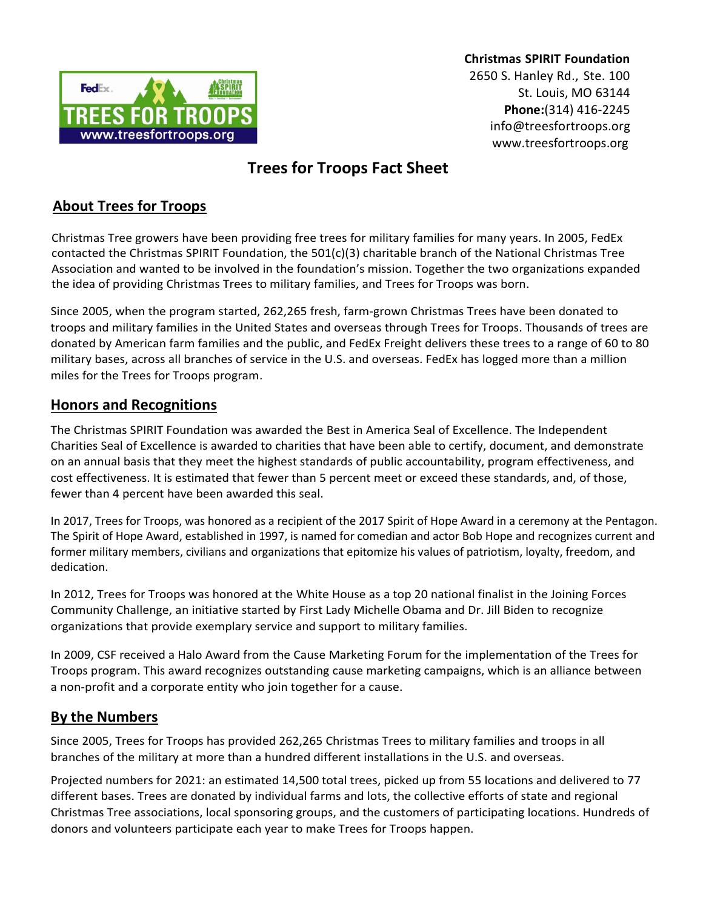**Christmas SPIRIT Foundation**
2650 S. Hanley Rd., Ste. 100
St. Louis, MO 63144
**Phone:**(314) 416-2245
info@treesfortroops.org
www.treesfortroops.org

# Trees for Troops Fact Sheet

## About Trees for Troops

Christmas Tree growers have been providing free trees for military families for many years. In 2005, FedEx contacted the Christmas SPIRIT Foundation, the 501(c)(3) charitable branch of the National Christmas Tree Association and wanted to be involved in the foundation's mission. Together the two organizations expanded the idea of providing Christmas Trees to military families, and Trees for Troops was born.

Since 2005, when the program started, 262,265 fresh, farm-grown Christmas Trees have been donated to troops and military families in the United States and overseas through Trees for Troops. Thousands of trees are donated by American farm families and the public, and FedEx Freight delivers these trees to a range of 60 to 80 military bases, across all branches of service in the U.S. and overseas. FedEx has logged more than a million miles for the Trees for Troops program.

## Honors and Recognitions

The Christmas SPIRIT Foundation was awarded the Best in America Seal of Excellence. The Independent Charities Seal of Excellence is awarded to charities that have been able to certify, document, and demonstrate on an annual basis that they meet the highest standards of public accountability, program effectiveness, and cost effectiveness. It is estimated that fewer than 5 percent meet or exceed these standards, and, of those, fewer than 4 percent have been awarded this seal.

In 2017, Trees for Troops, was honored as a recipient of the 2017 Spirit of Hope Award in a ceremony at the Pentagon. The Spirit of Hope Award, established in 1997, is named for comedian and actor Bob Hope and recognizes current and former military members, civilians and organizations that epitomize his values of patriotism, loyalty, freedom, and dedication.

In 2012, Trees for Troops was honored at the White House as a top 20 national finalist in the Joining Forces Community Challenge, an initiative started by First Lady Michelle Obama and Dr. Jill Biden to recognize organizations that provide exemplary service and support to military families.

In 2009, CSF received a Halo Award from the Cause Marketing Forum for the implementation of the Trees for Troops program. This award recognizes outstanding cause marketing campaigns, which is an alliance between a non-profit and a corporate entity who join together for a cause.

## By the Numbers

Since 2005, Trees for Troops has provided 262,265 Christmas Trees to military families and troops in all branches of the military at more than a hundred different installations in the U.S. and overseas.

Projected numbers for 2021: an estimated 14,500 total trees, picked up from 55 locations and delivered to 77 different bases. Trees are donated by individual farms and lots, the collective efforts of state and regional Christmas Tree associations, local sponsoring groups, and the customers of participating locations. Hundreds of donors and volunteers participate each year to make Trees for Troops happen.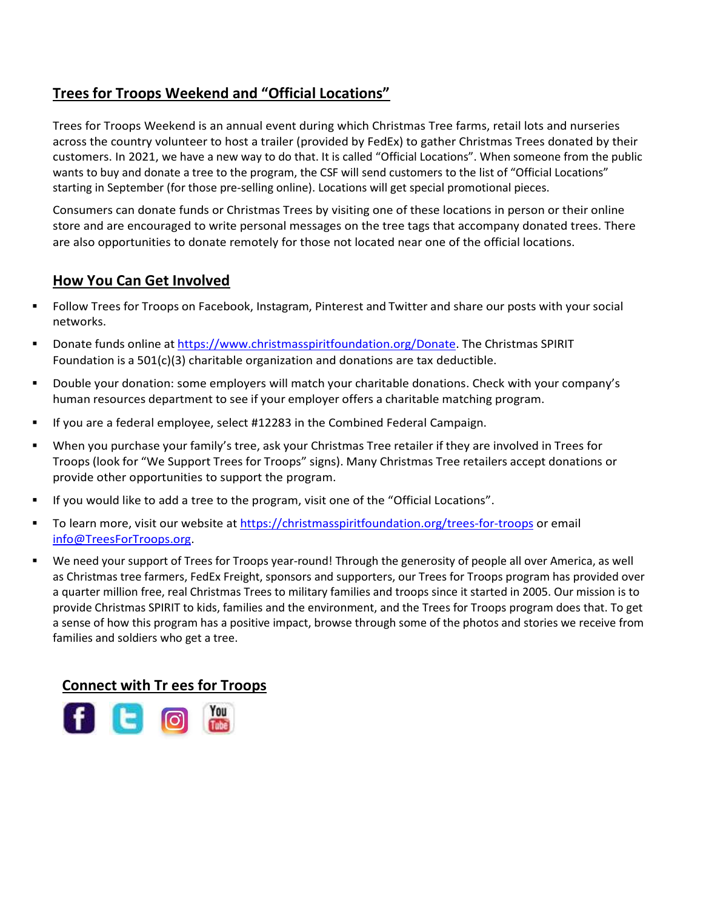## Trees for Troops Weekend and "Official Locations"

Trees for Troops Weekend is an annual event during which Christmas Tree farms, retail lots and nurseries across the country volunteer to host a trailer (provided by FedEx) to gather Christmas Trees donated by their customers. In 2021, we have a new way to do that. It is called "Official Locations". When someone from the public wants to buy and donate a tree to the program, the CSF will send customers to the list of "Official Locations" starting in September (for those pre-selling online). Locations will get special promotional pieces.

Consumers can donate funds or Christmas Trees by visiting one of these locations in person or their online store and are encouraged to write personal messages on the tree tags that accompany donated trees. There are also opportunities to donate remotely for those not located near one of the official locations.

## How You Can Get Involved

- Follow Trees for Troops on Facebook, Instagram, Pinterest and Twitter and share our posts with your social networks.
- Donate funds online at https://www.christmasspiritfoundation.org/Donate. The Christmas SPIRIT Foundation is a 501(c)(3) charitable organization and donations are tax deductible.
- Double your donation: some employers will match your charitable donations. Check with your company's human resources department to see if your employer offers a charitable matching program.
- If you are a federal employee, select #12283 in the Combined Federal Campaign.
- When you purchase your family's tree, ask your Christmas Tree retailer if they are involved in Trees for Troops (look for "We Support Trees for Troops" signs). Many Christmas Tree retailers accept donations or provide other opportunities to support the program.
- If you would like to add a tree to the program, visit one of the "Official Locations".
- To learn more, visit our website at https://christmasspiritfoundation.org/trees-for-troops or email info@TreesForTroops.org.
- We need your support of Trees for Troops year-round! Through the generosity of people all over America, as well as Christmas tree farmers, FedEx Freight, sponsors and supporters, our Trees for Troops program has provided over a quarter million free, real Christmas Trees to military families and troops since it started in 2005. Our mission is to provide Christmas SPIRIT to kids, families and the environment, and the Trees for Troops program does that. To get a sense of how this program has a positive impact, browse through some of the photos and stories we receive from families and soldiers who get a tree.

## Connect with Tr ees for Troops